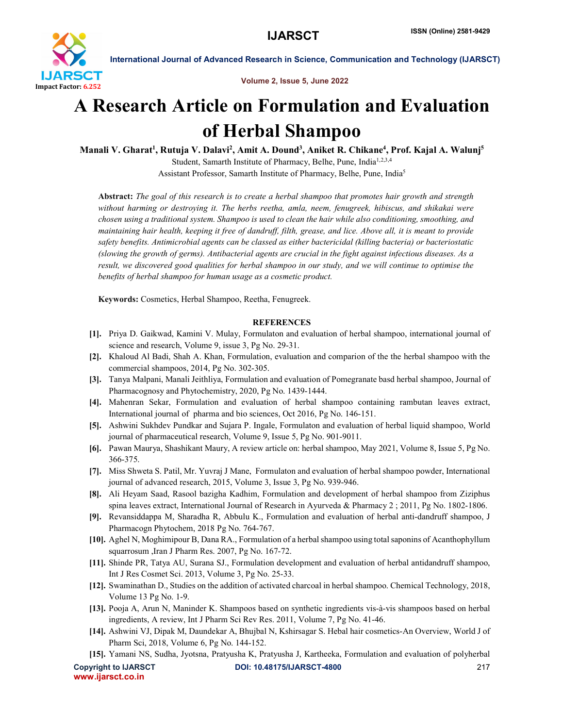# A Research Article on Formulation and Evaluation of Herbal Shampoo

**Manali V. Gharat[1], Rutuja V. Dalavi[2], Amit A. Dound[3], Aniket R. Chikane[4], Prof. Kajal A. Walunj[5]**

Student, Samarth Institute of Pharmacy, Belhe, Pune, India[1,2,3,4]

Assistant Professor, Samarth Institute of Pharmacy, Belhe, Pune, India[5]

**Abstract:** *The goal of this research is to create a herbal shampoo that promotes hair growth and strength without harming or destroying it. The herbs reetha, amla, neem, fenugreek, hibiscus, and shikakai were chosen using a traditional system. Shampoo is used to clean the hair while also conditioning, smoothing, and maintaining hair health, keeping it free of dandruff, filth, grease, and lice. Above all, it is meant to provide safety benefits. Antimicrobial agents can be classed as either bactericidal (killing bacteria) or bacteriostatic (slowing the growth of germs). Antibacterial agents are crucial in the fight against infectious diseases. As a result, we discovered good qualities for herbal shampoo in our study, and we will continue to optimise the benefits of herbal shampoo for human usage as a cosmetic product.*

**Keywords:** Cosmetics, Herbal Shampoo, Reetha, Fenugreek.

## REFERENCES

**[1].** Priya D. Gaikwad, Kamini V. Mulay, Formulaton and evaluation of herbal shampoo, international journal of science and research, Volume 9, issue 3, Pg No. 29-31.

**[2].** Khaloud Al Badi, Shah A. Khan, Formulation, evaluation and comparion of the the herbal shampoo with the commercial shampoos, 2014, Pg No. 302-305.

**[3].** Tanya Malpani, Manali Jeithliya, Formulation and evaluation of Pomegranate basd herbal shampoo, Journal of Pharmacognosy and Phytochemistry, 2020, Pg No. 1439-1444.

**[4].** Mahenran Sekar, Formulation and evaluation of herbal shampoo containing rambutan leaves extract, International journal of pharma and bio sciences, Oct 2016, Pg No. 146-151.

**[5].** Ashwini Sukhdev Pundkar and Sujara P. Ingale, Formulaton and evaluation of herbal liquid shampoo, World journal of pharmaceutical research, Volume 9, Issue 5, Pg No. 901-9011.

**[6].** Pawan Maurya, Shashikant Maury, A review article on: herbal shampoo, May 2021, Volume 8, Issue 5, Pg No. 366-375.

**[7].** Miss Shweta S. Patil, Mr. Yuvraj J Mane, Formulaton and evaluation of herbal shampoo powder, International journal of advanced research, 2015, Volume 3, Issue 3, Pg No. 939-946.

**[8].** Ali Heyam Saad, Rasool bazigha Kadhim, Formulation and development of herbal shampoo from Ziziphus spina leaves extract, International Journal of Research in Ayurveda & Pharmacy 2 ; 2011, Pg No. 1802-1806.

**[9].** Revansiddappa M, Sharadha R, Abbulu K., Formulation and evaluation of herbal anti-dandruff shampoo, J Pharmacogn Phytochem, 2018 Pg No. 764-767.

**[10].** Aghel N, Moghimipour B, Dana RA., Formulation of a herbal shampoo using total saponins of Acanthophyllum squarrosum ,Iran J Pharm Res. 2007, Pg No. 167-72.

**[11].** Shinde PR, Tatya AU, Surana SJ., Formulation development and evaluation of herbal antidandruff shampoo, Int J Res Cosmet Sci. 2013, Volume 3, Pg No. 25-33.

**[12].** Swaminathan D., Studies on the addition of activated charcoal in herbal shampoo. Chemical Technology, 2018, Volume 13 Pg No. 1-9.

**[13].** Pooja A, Arun N, Maninder K. Shampoos based on synthetic ingredients vis-à-vis shampoos based on herbal ingredients, A review, Int J Pharm Sci Rev Res. 2011, Volume 7, Pg No. 41-46.

**[14].** Ashwini VJ, Dipak M, Daundekar A, Bhujbal N, Kshirsagar S. Hebal hair cosmetics-An Overview, World J of Pharm Sci, 2018, Volume 6, Pg No. 144-152.

**[15].** Yamani NS, Sudha, Jyotsna, Pratyusha K, Pratyusha J, Kartheeka, Formulation and evaluation of polyherbal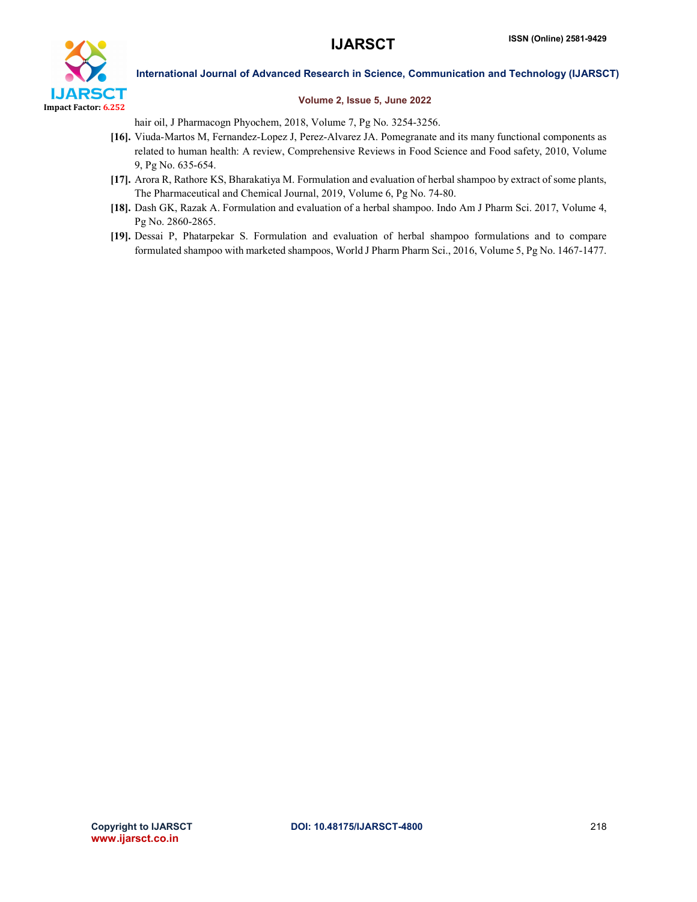hair oil, J Pharmacogn Phyochem, 2018, Volume 7, Pg No. 3254-3256.

**[16].** Viuda-Martos M, Fernandez-Lopez J, Perez-Alvarez JA. Pomegranate and its many functional components as related to human health: A review, Comprehensive Reviews in Food Science and Food safety, 2010, Volume 9, Pg No. 635-654.

**[17].** Arora R, Rathore KS, Bharakatiya M. Formulation and evaluation of herbal shampoo by extract of some plants, The Pharmaceutical and Chemical Journal, 2019, Volume 6, Pg No. 74-80.

**[18].** Dash GK, Razak A. Formulation and evaluation of a herbal shampoo. Indo Am J Pharm Sci. 2017, Volume 4, Pg No. 2860-2865.

**[19].** Dessai P, Phatarpekar S. Formulation and evaluation of herbal shampoo formulations and to compare formulated shampoo with marketed shampoos, World J Pharm Pharm Sci., 2016, Volume 5, Pg No. 1467-1477.